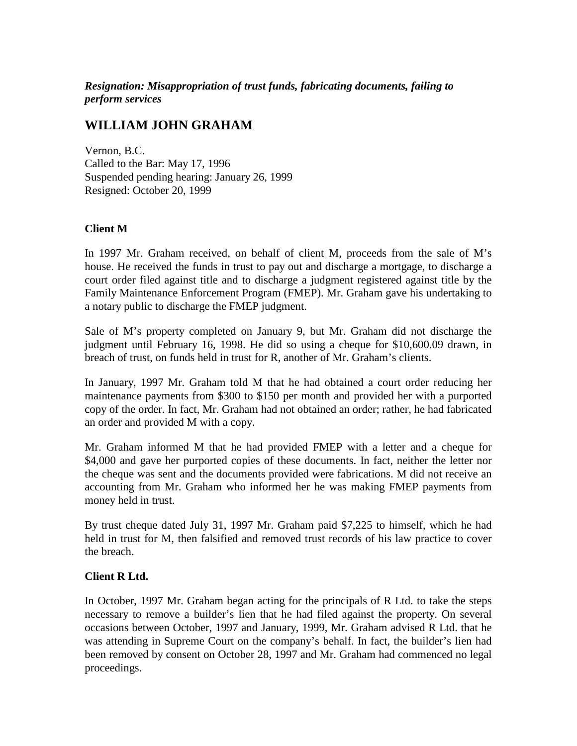***Resignation: Misappropriation of trust funds, fabricating documents, failing to perform services***

## WILLIAM JOHN GRAHAM

Vernon, B.C.
Called to the Bar: May 17, 1996
Suspended pending hearing: January 26, 1999
Resigned: October 20, 1999

### Client M

In 1997 Mr. Graham received, on behalf of client M, proceeds from the sale of M's house. He received the funds in trust to pay out and discharge a mortgage, to discharge a court order filed against title and to discharge a judgment registered against title by the Family Maintenance Enforcement Program (FMEP). Mr. Graham gave his undertaking to a notary public to discharge the FMEP judgment.

Sale of M's property completed on January 9, but Mr. Graham did not discharge the judgment until February 16, 1998. He did so using a cheque for $10,600.09 drawn, in breach of trust, on funds held in trust for R, another of Mr. Graham's clients.

In January, 1997 Mr. Graham told M that he had obtained a court order reducing her maintenance payments from $300 to $150 per month and provided her with a purported copy of the order. In fact, Mr. Graham had not obtained an order; rather, he had fabricated an order and provided M with a copy.

Mr. Graham informed M that he had provided FMEP with a letter and a cheque for $4,000 and gave her purported copies of these documents. In fact, neither the letter nor the cheque was sent and the documents provided were fabrications. M did not receive an accounting from Mr. Graham who informed her he was making FMEP payments from money held in trust.

By trust cheque dated July 31, 1997 Mr. Graham paid $7,225 to himself, which he had held in trust for M, then falsified and removed trust records of his law practice to cover the breach.

### Client R Ltd.

In October, 1997 Mr. Graham began acting for the principals of R Ltd. to take the steps necessary to remove a builder's lien that he had filed against the property. On several occasions between October, 1997 and January, 1999, Mr. Graham advised R Ltd. that he was attending in Supreme Court on the company's behalf. In fact, the builder's lien had been removed by consent on October 28, 1997 and Mr. Graham had commenced no legal proceedings.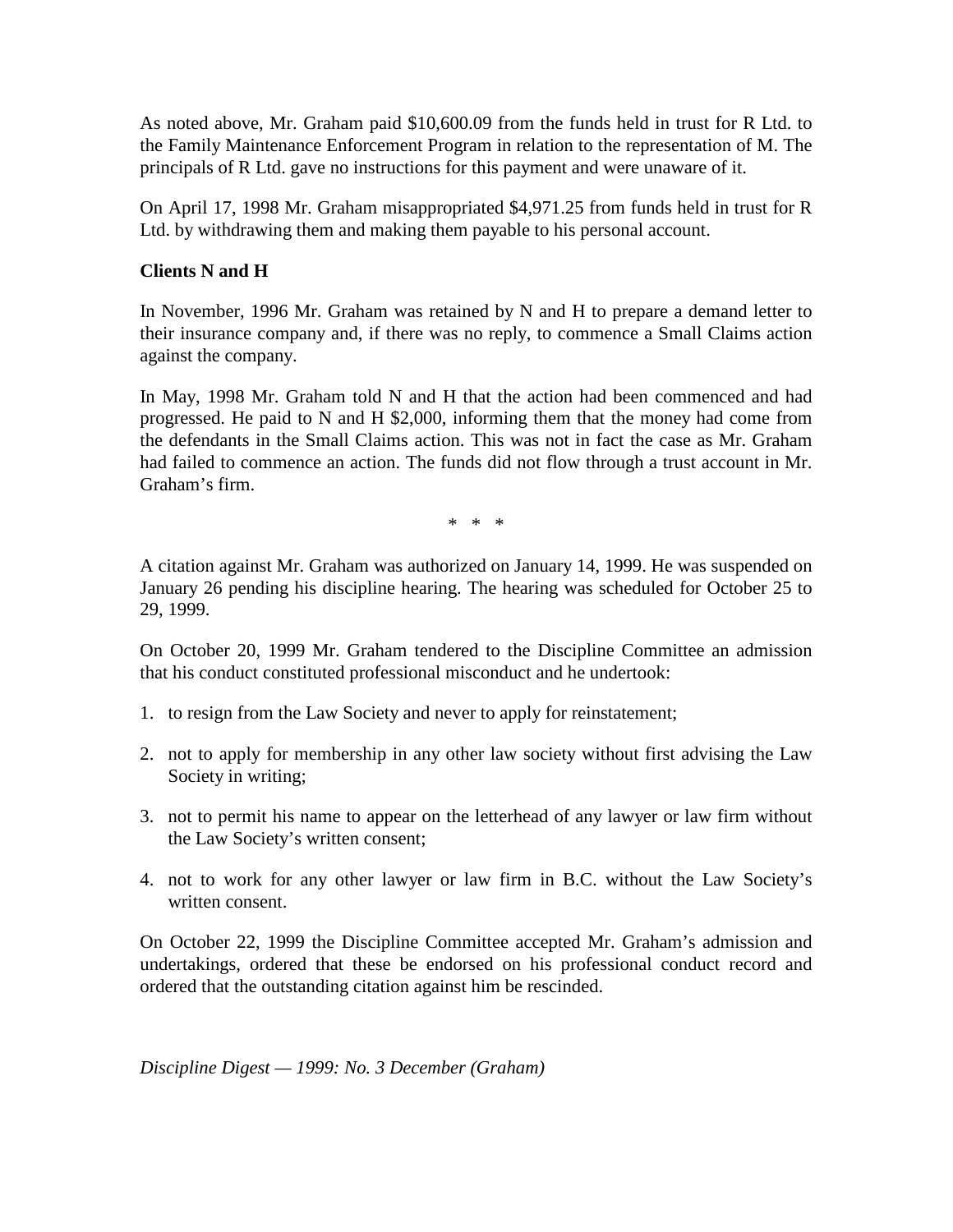As noted above, Mr. Graham paid $10,600.09 from the funds held in trust for R Ltd. to the Family Maintenance Enforcement Program in relation to the representation of M. The principals of R Ltd. gave no instructions for this payment and were unaware of it.

On April 17, 1998 Mr. Graham misappropriated $4,971.25 from funds held in trust for R Ltd. by withdrawing them and making them payable to his personal account.

**Clients N and H**

In November, 1996 Mr. Graham was retained by N and H to prepare a demand letter to their insurance company and, if there was no reply, to commence a Small Claims action against the company.

In May, 1998 Mr. Graham told N and H that the action had been commenced and had progressed. He paid to N and H $2,000, informing them that the money had come from the defendants in the Small Claims action. This was not in fact the case as Mr. Graham had failed to commence an action. The funds did not flow through a trust account in Mr. Graham's firm.

\* \* \*

A citation against Mr. Graham was authorized on January 14, 1999. He was suspended on January 26 pending his discipline hearing. The hearing was scheduled for October 25 to 29, 1999.

On October 20, 1999 Mr. Graham tendered to the Discipline Committee an admission that his conduct constituted professional misconduct and he undertook:

1. to resign from the Law Society and never to apply for reinstatement;
2. not to apply for membership in any other law society without first advising the Law Society in writing;
3. not to permit his name to appear on the letterhead of any lawyer or law firm without the Law Society's written consent;
4. not to work for any other lawyer or law firm in B.C. without the Law Society's written consent.

On October 22, 1999 the Discipline Committee accepted Mr. Graham's admission and undertakings, ordered that these be endorsed on his professional conduct record and ordered that the outstanding citation against him be rescinded.